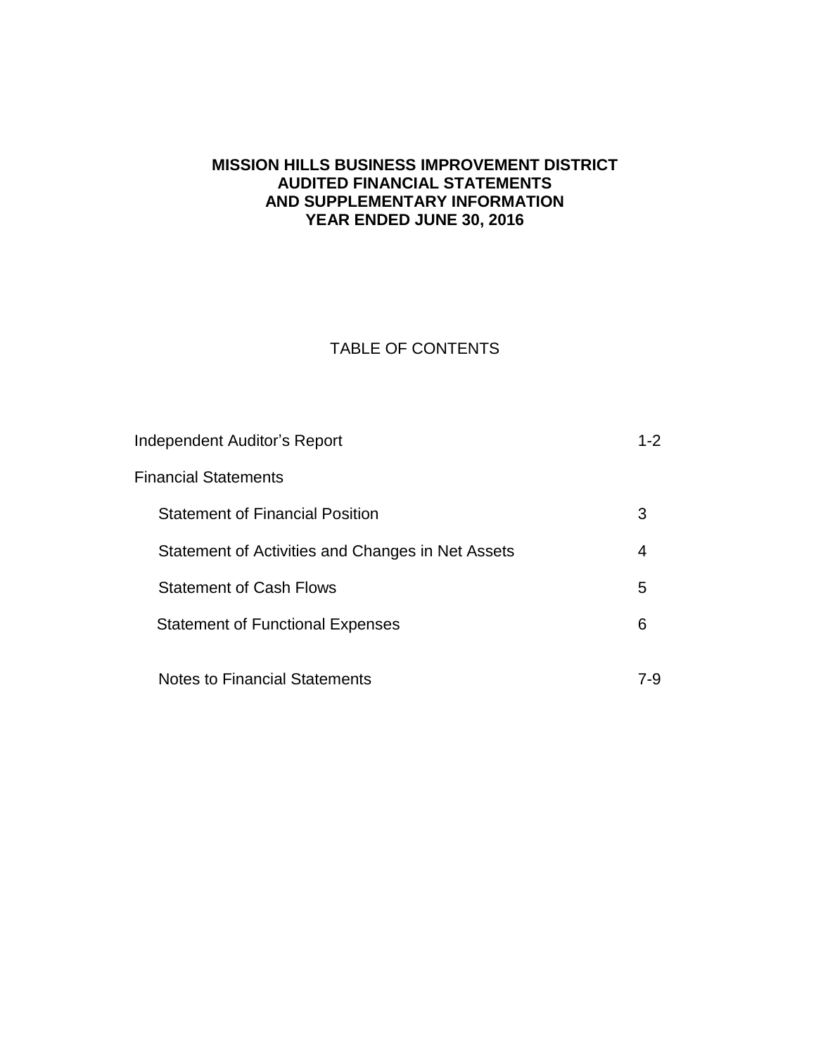# MISSION HILLS BUSINESS IMPROVEMENT DISTRICT
## AUDITED FINANCIAL STATEMENTS
## AND SUPPLEMENTARY INFORMATION
## YEAR ENDED JUNE 30, 2016

TABLE OF CONTENTS

| | |
|---|---|
| Independent Auditor's Report | 1-2 |
| Financial Statements | |
| Statement of Financial Position | 3 |
| Statement of Activities and Changes in Net Assets | 4 |
| Statement of Cash Flows | 5 |
| Statement of Functional Expenses | 6 |
| Notes to Financial Statements | 7-9 |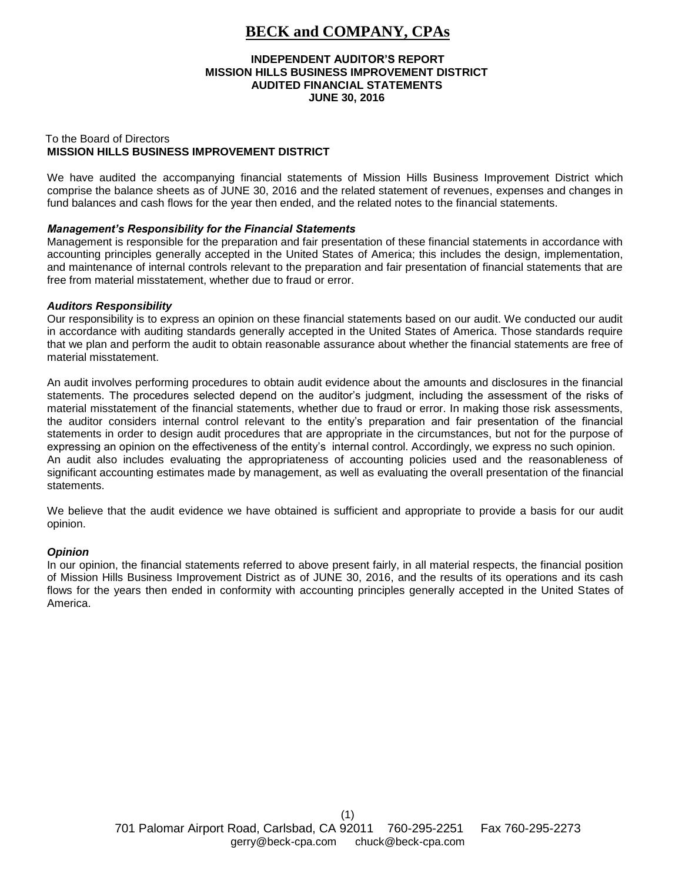# BECK and COMPANY, CPAs

**INDEPENDENT AUDITOR'S REPORT**
**MISSION HILLS BUSINESS IMPROVEMENT DISTRICT**
**AUDITED FINANCIAL STATEMENTS**
**JUNE 30, 2016**

To the Board of Directors
**MISSION HILLS BUSINESS IMPROVEMENT DISTRICT**

We have audited the accompanying financial statements of Mission Hills Business Improvement District which comprise the balance sheets as of JUNE 30, 2016 and the related statement of revenues, expenses and changes in fund balances and cash flows for the year then ended, and the related notes to the financial statements.

***Management's Responsibility for the Financial Statements***
Management is responsible for the preparation and fair presentation of these financial statements in accordance with accounting principles generally accepted in the United States of America; this includes the design, implementation, and maintenance of internal controls relevant to the preparation and fair presentation of financial statements that are free from material misstatement, whether due to fraud or error.

***Auditors Responsibility***
Our responsibility is to express an opinion on these financial statements based on our audit. We conducted our audit in accordance with auditing standards generally accepted in the United States of America. Those standards require that we plan and perform the audit to obtain reasonable assurance about whether the financial statements are free of material misstatement.

An audit involves performing procedures to obtain audit evidence about the amounts and disclosures in the financial statements. The procedures selected depend on the auditor's judgment, including the assessment of the risks of material misstatement of the financial statements, whether due to fraud or error. In making those risk assessments, the auditor considers internal control relevant to the entity's preparation and fair presentation of the financial statements in order to design audit procedures that are appropriate in the circumstances, but not for the purpose of expressing an opinion on the effectiveness of the entity's internal control. Accordingly, we express no such opinion. An audit also includes evaluating the appropriateness of accounting policies used and the reasonableness of significant accounting estimates made by management, as well as evaluating the overall presentation of the financial statements.

We believe that the audit evidence we have obtained is sufficient and appropriate to provide a basis for our audit opinion.

***Opinion***
In our opinion, the financial statements referred to above present fairly, in all material respects, the financial position of Mission Hills Business Improvement District as of JUNE 30, 2016, and the results of its operations and its cash flows for the years then ended in conformity with accounting principles generally accepted in the United States of America.

701 Palomar Airport Road, Carlsbad, CA 92011 760-295-2251 Fax 760-295-2273
gerry@beck-cpa.com chuck@beck-cpa.com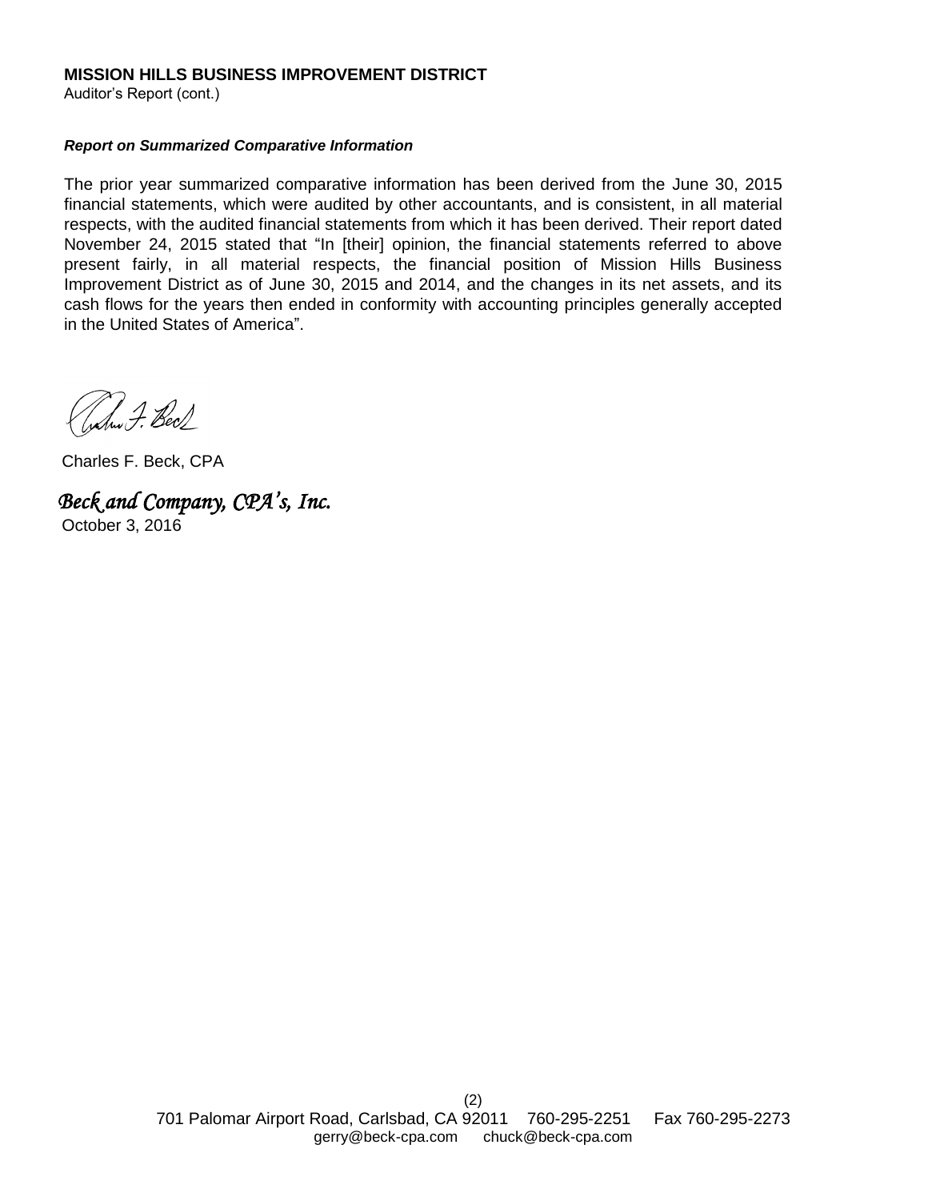**MISSION HILLS BUSINESS IMPROVEMENT DISTRICT**
Auditor's Report (cont.)

***Report on Summarized Comparative Information***

The prior year summarized comparative information has been derived from the June 30, 2015 financial statements, which were audited by other accountants, and is consistent, in all material respects, with the audited financial statements from which it has been derived. Their report dated November 24, 2015 stated that "In [their] opinion, the financial statements referred to above present fairly, in all material respects, the financial position of Mission Hills Business Improvement District as of June 30, 2015 and 2014, and the changes in its net assets, and its cash flows for the years then ended in conformity with accounting principles generally accepted in the United States of America".

Charles F. Beck, CPA

*Beck and Company, CPA's, Inc.*
October 3, 2016

701 Palomar Airport Road, Carlsbad, CA 92011 760-295-2251 Fax 760-295-2273
gerry@beck-cpa.com chuck@beck-cpa.com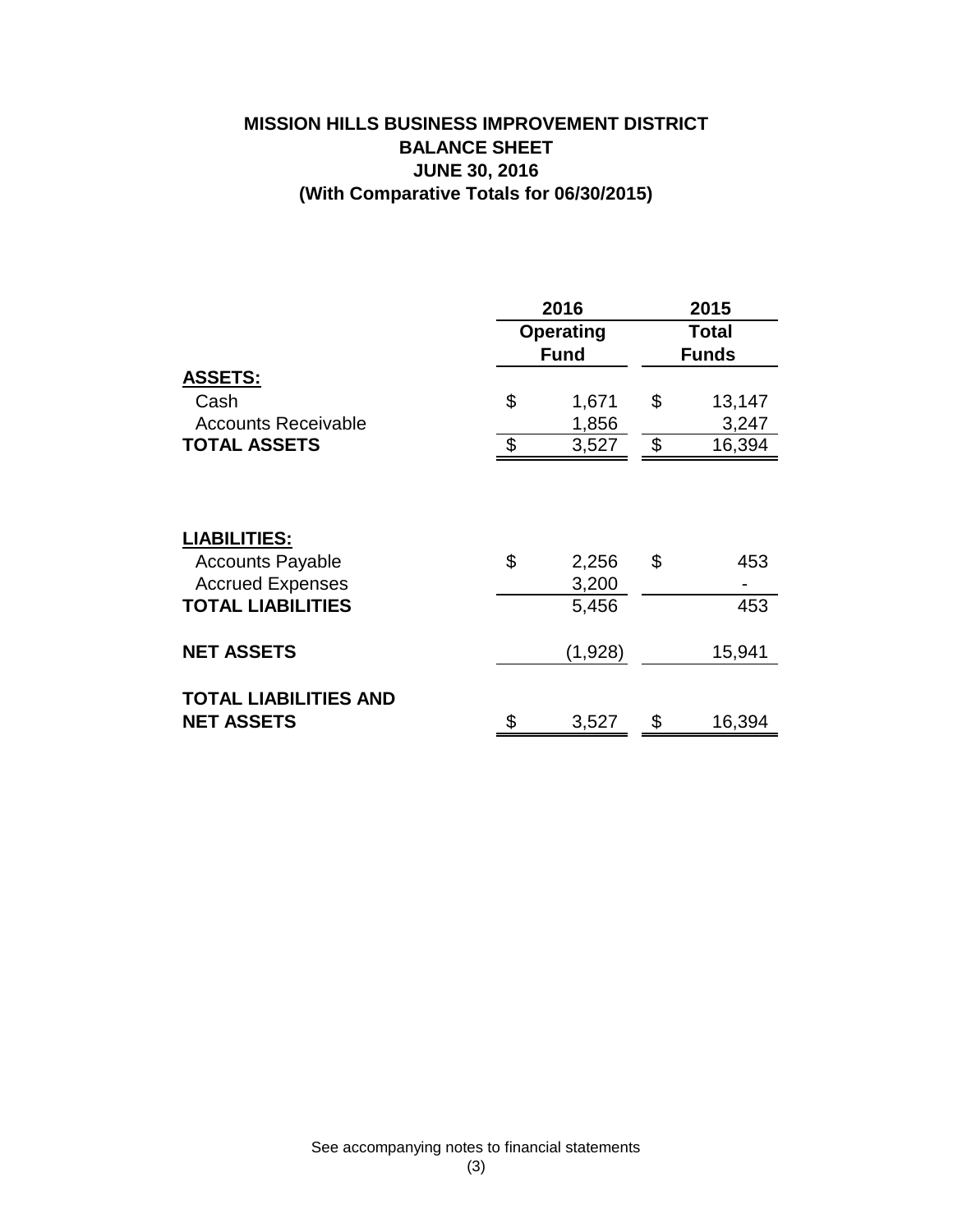# MISSION HILLS BUSINESS IMPROVEMENT DISTRICT
## BALANCE SHEET
## JUNE 30, 2016
## (With Comparative Totals for 06/30/2015)

| | 2016 Operating Fund | 2015 Total Funds |
|---|---|---|
| **ASSETS:** | | |
| Cash | $ 1,671 | $ 13,147 |
| Accounts Receivable | 1,856 | 3,247 |
| **TOTAL ASSETS** | $ 3,527 | $ 16,394 |
| | | |
| **LIABILITIES:** | | |
| Accounts Payable | $ 2,256 | $ 453 |
| Accrued Expenses | 3,200 | - |
| **TOTAL LIABILITIES** | 5,456 | 453 |
| | | |
| **NET ASSETS** | (1,928) | 15,941 |
| | | |
| **TOTAL LIABILITIES AND NET ASSETS** | $ 3,527 | $ 16,394 |

See accompanying notes to financial statements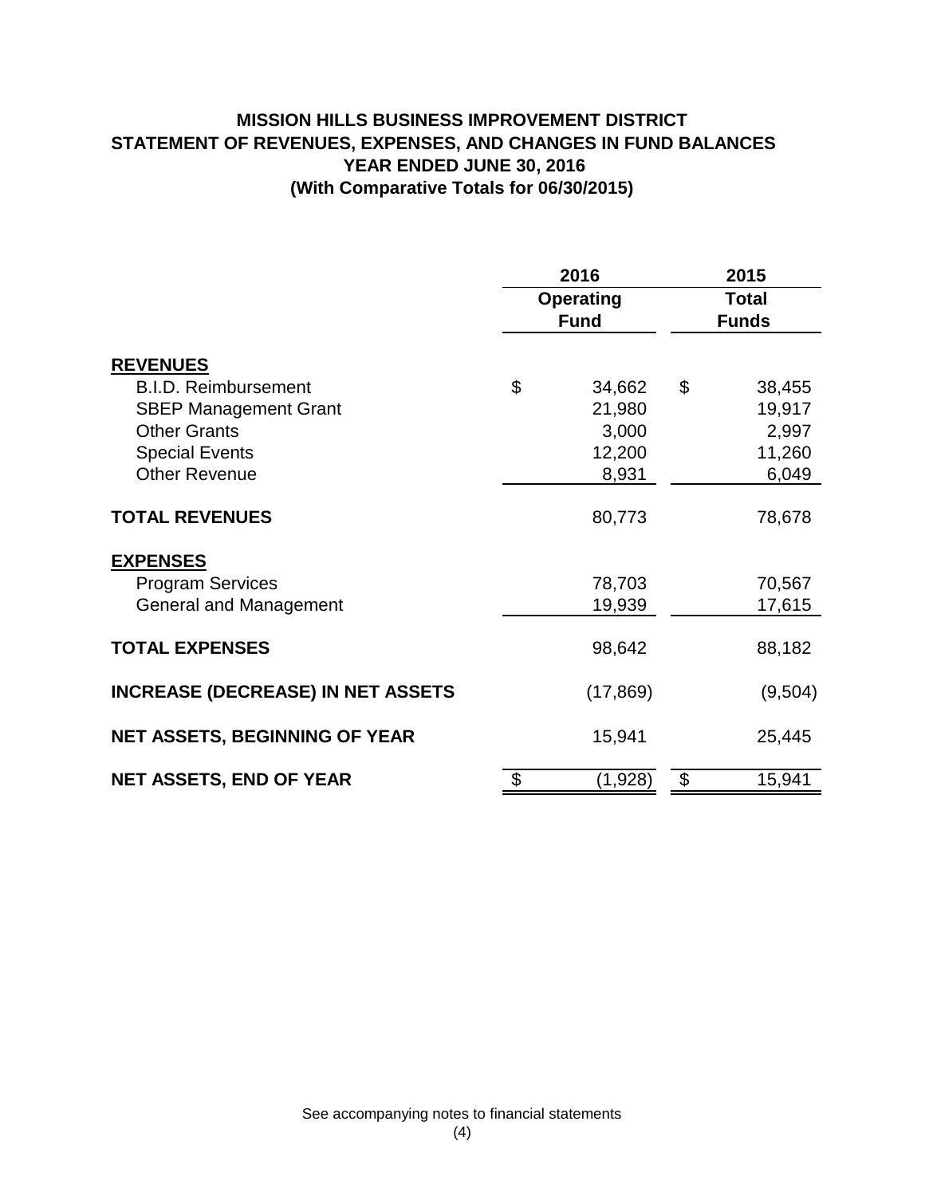# MISSION HILLS BUSINESS IMPROVEMENT DISTRICT
## STATEMENT OF REVENUES, EXPENSES, AND CHANGES IN FUND BALANCES
### YEAR ENDED JUNE 30, 2016
### (With Comparative Totals for 06/30/2015)

| | 2016 Operating Fund | 2015 Total Funds |
|---|---|---|
| **REVENUES** | | |
| B.I.D. Reimbursement | $ 34,662 | $ 38,455 |
| SBEP Management Grant | 21,980 | 19,917 |
| Other Grants | 3,000 | 2,997 |
| Special Events | 12,200 | 11,260 |
| Other Revenue | 8,931 | 6,049 |
| **TOTAL REVENUES** | 80,773 | 78,678 |
| **EXPENSES** | | |
| Program Services | 78,703 | 70,567 |
| General and Management | 19,939 | 17,615 |
| **TOTAL EXPENSES** | 98,642 | 88,182 |
| **INCREASE (DECREASE) IN NET ASSETS** | (17,869) | (9,504) |
| **NET ASSETS, BEGINNING OF YEAR** | 15,941 | 25,445 |
| **NET ASSETS, END OF YEAR** | $ (1,928) | $ 15,941 |

See accompanying notes to financial statements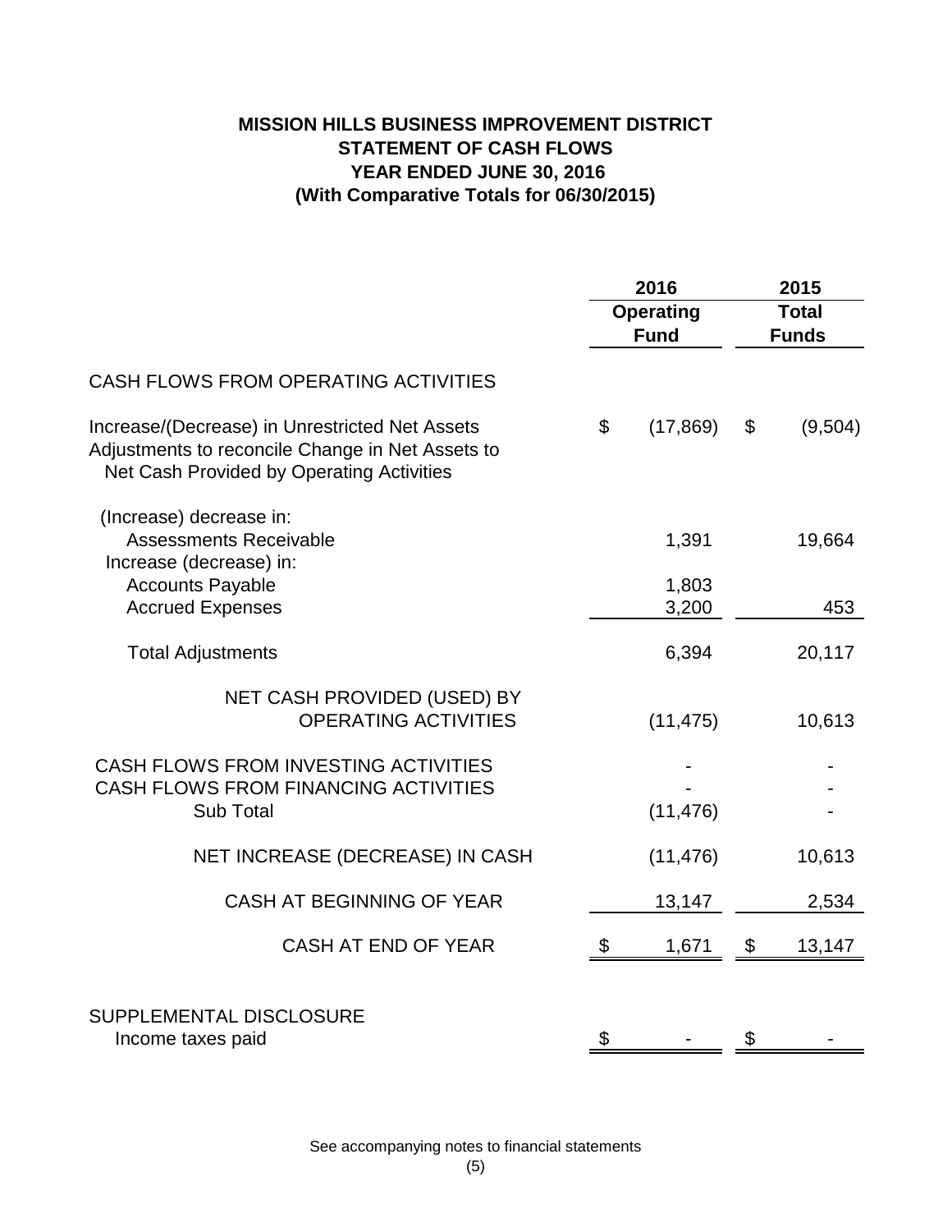# MISSION HILLS BUSINESS IMPROVEMENT DISTRICT
## STATEMENT OF CASH FLOWS
## YEAR ENDED JUNE 30, 2016
## (With Comparative Totals for 06/30/2015)

| | 2016 Operating Fund | 2015 Total Funds |
|---|---|---|
| CASH FLOWS FROM OPERATING ACTIVITIES | | |
| Increase/(Decrease) in Unrestricted Net Assets | $ (17,869) | $ (9,504) |
| Adjustments to reconcile Change in Net Assets to Net Cash Provided by Operating Activities | | |
| (Increase) decrease in: | | |
| Assessments Receivable | 1,391 | 19,664 |
| Increase (decrease) in: | | |
| Accounts Payable | 1,803 | |
| Accrued Expenses | 3,200 | 453 |
| Total Adjustments | 6,394 | 20,117 |
| NET CASH PROVIDED (USED) BY OPERATING ACTIVITIES | (11,475) | 10,613 |
| CASH FLOWS FROM INVESTING ACTIVITIES | - | - |
| CASH FLOWS FROM FINANCING ACTIVITIES | - | - |
| Sub Total | (11,476) | - |
| NET INCREASE (DECREASE) IN CASH | (11,476) | 10,613 |
| CASH AT BEGINNING OF YEAR | 13,147 | 2,534 |
| CASH AT END OF YEAR | $ 1,671 | $ 13,147 |
| SUPPLEMENTAL DISCLOSURE | | |
| Income taxes paid | $ - | $ - |

See accompanying notes to financial statements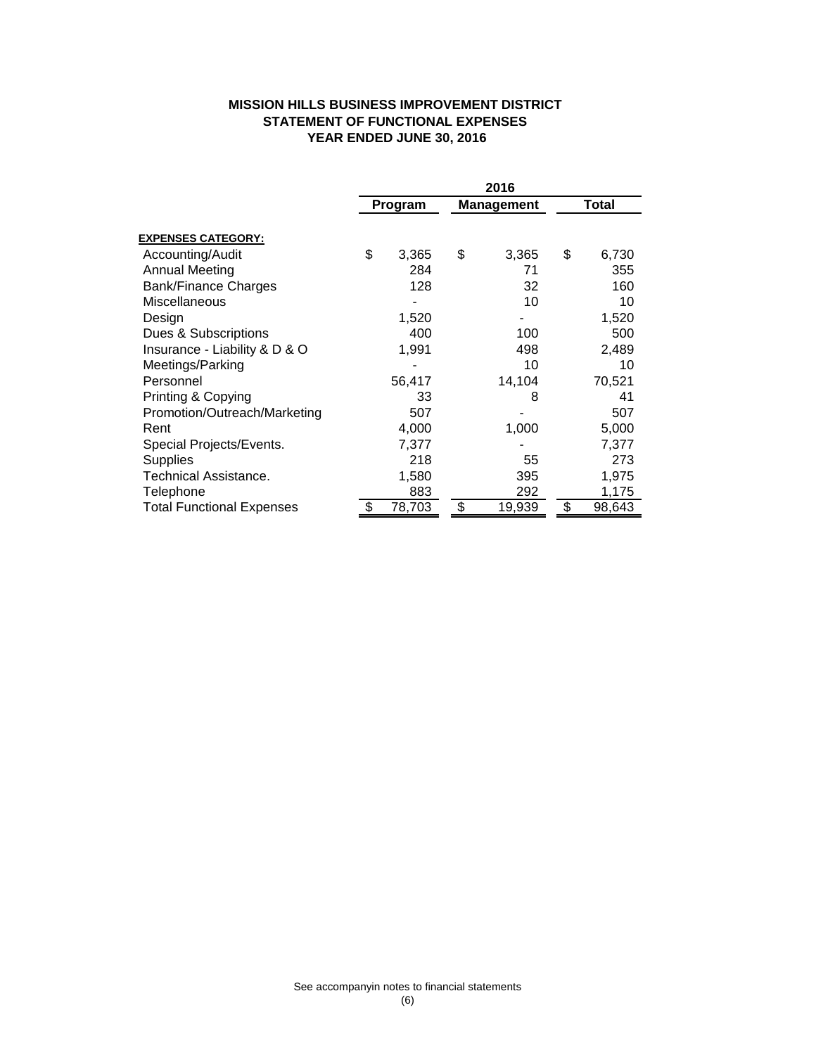**MISSION HILLS BUSINESS IMPROVEMENT DISTRICT**
**STATEMENT OF FUNCTIONAL EXPENSES**
**YEAR ENDED JUNE 30, 2016**

| | 2016 | | |
|---|---|---|---|
| | **Program** | **Management** | **Total** |
| **EXPENSES CATEGORY:** | | | |
| Accounting/Audit | $ 3,365 | $ 3,365 | $ 6,730 |
| Annual Meeting | 284 | 71 | 355 |
| Bank/Finance Charges | 128 | 32 | 160 |
| Miscellaneous | - | 10 | 10 |
| Design | 1,520 | - | 1,520 |
| Dues & Subscriptions | 400 | 100 | 500 |
| Insurance - Liability & D & O | 1,991 | 498 | 2,489 |
| Meetings/Parking | - | 10 | 10 |
| Personnel | 56,417 | 14,104 | 70,521 |
| Printing & Copying | 33 | 8 | 41 |
| Promotion/Outreach/Marketing | 507 | - | 507 |
| Rent | 4,000 | 1,000 | 5,000 |
| Special Projects/Events. | 7,377 | - | 7,377 |
| Supplies | 218 | 55 | 273 |
| Technical Assistance. | 1,580 | 395 | 1,975 |
| Telephone | 883 | 292 | 1,175 |
| Total Functional Expenses | $ 78,703 | $ 19,939 | $ 98,643 |

See accompanyin notes to financial statements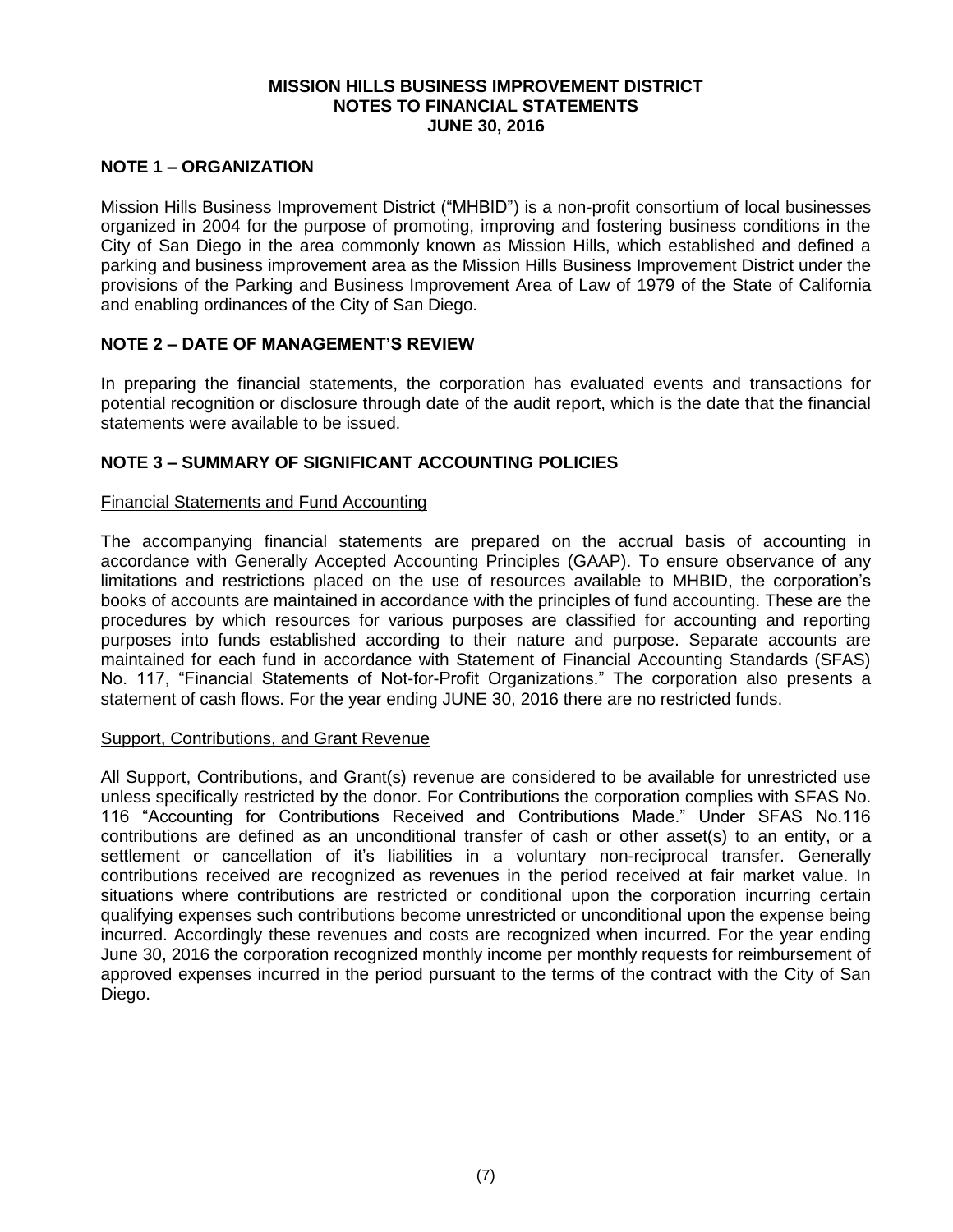**MISSION HILLS BUSINESS IMPROVEMENT DISTRICT**
**NOTES TO FINANCIAL STATEMENTS**
**JUNE 30, 2016**

## NOTE 1 – ORGANIZATION

Mission Hills Business Improvement District ("MHBID") is a non-profit consortium of local businesses organized in 2004 for the purpose of promoting, improving and fostering business conditions in the City of San Diego in the area commonly known as Mission Hills, which established and defined a parking and business improvement area as the Mission Hills Business Improvement District under the provisions of the Parking and Business Improvement Area of Law of 1979 of the State of California and enabling ordinances of the City of San Diego.

## NOTE 2 – DATE OF MANAGEMENT'S REVIEW

In preparing the financial statements, the corporation has evaluated events and transactions for potential recognition or disclosure through date of the audit report, which is the date that the financial statements were available to be issued.

## NOTE 3 – SUMMARY OF SIGNIFICANT ACCOUNTING POLICIES

Financial Statements and Fund Accounting

The accompanying financial statements are prepared on the accrual basis of accounting in accordance with Generally Accepted Accounting Principles (GAAP). To ensure observance of any limitations and restrictions placed on the use of resources available to MHBID, the corporation's books of accounts are maintained in accordance with the principles of fund accounting. These are the procedures by which resources for various purposes are classified for accounting and reporting purposes into funds established according to their nature and purpose. Separate accounts are maintained for each fund in accordance with Statement of Financial Accounting Standards (SFAS) No. 117, "Financial Statements of Not-for-Profit Organizations." The corporation also presents a statement of cash flows. For the year ending JUNE 30, 2016 there are no restricted funds.

Support, Contributions, and Grant Revenue

All Support, Contributions, and Grant(s) revenue are considered to be available for unrestricted use unless specifically restricted by the donor. For Contributions the corporation complies with SFAS No. 116 "Accounting for Contributions Received and Contributions Made." Under SFAS No.116 contributions are defined as an unconditional transfer of cash or other asset(s) to an entity, or a settlement or cancellation of it's liabilities in a voluntary non-reciprocal transfer. Generally contributions received are recognized as revenues in the period received at fair market value. In situations where contributions are restricted or conditional upon the corporation incurring certain qualifying expenses such contributions become unrestricted or unconditional upon the expense being incurred. Accordingly these revenues and costs are recognized when incurred. For the year ending June 30, 2016 the corporation recognized monthly income per monthly requests for reimbursement of approved expenses incurred in the period pursuant to the terms of the contract with the City of San Diego.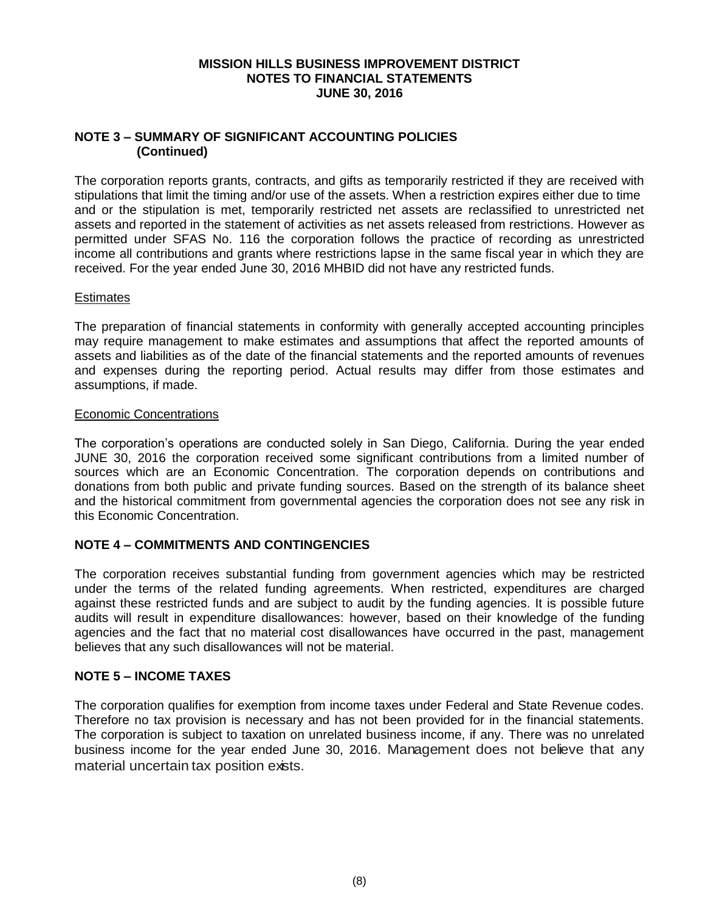## NOTE 3 – SUMMARY OF SIGNIFICANT ACCOUNTING POLICIES (Continued)

The corporation reports grants, contracts, and gifts as temporarily restricted if they are received with stipulations that limit the timing and/or use of the assets. When a restriction expires either due to time and or the stipulation is met, temporarily restricted net assets are reclassified to unrestricted net assets and reported in the statement of activities as net assets released from restrictions. However as permitted under SFAS No. 116 the corporation follows the practice of recording as unrestricted income all contributions and grants where restrictions lapse in the same fiscal year in which they are received. For the year ended June 30, 2016 MHBID did not have any restricted funds.

### Estimates

The preparation of financial statements in conformity with generally accepted accounting principles may require management to make estimates and assumptions that affect the reported amounts of assets and liabilities as of the date of the financial statements and the reported amounts of revenues and expenses during the reporting period. Actual results may differ from those estimates and assumptions, if made.

### Economic Concentrations

The corporation's operations are conducted solely in San Diego, California. During the year ended JUNE 30, 2016 the corporation received some significant contributions from a limited number of sources which are an Economic Concentration. The corporation depends on contributions and donations from both public and private funding sources. Based on the strength of its balance sheet and the historical commitment from governmental agencies the corporation does not see any risk in this Economic Concentration.

## NOTE 4 – COMMITMENTS AND CONTINGENCIES

The corporation receives substantial funding from government agencies which may be restricted under the terms of the related funding agreements. When restricted, expenditures are charged against these restricted funds and are subject to audit by the funding agencies. It is possible future audits will result in expenditure disallowances: however, based on their knowledge of the funding agencies and the fact that no material cost disallowances have occurred in the past, management believes that any such disallowances will not be material.

## NOTE 5 – INCOME TAXES

The corporation qualifies for exemption from income taxes under Federal and State Revenue codes. Therefore no tax provision is necessary and has not been provided for in the financial statements. The corporation is subject to taxation on unrelated business income, if any. There was no unrelated business income for the year ended June 30, 2016. Management does not believe that any material uncertain tax position exists.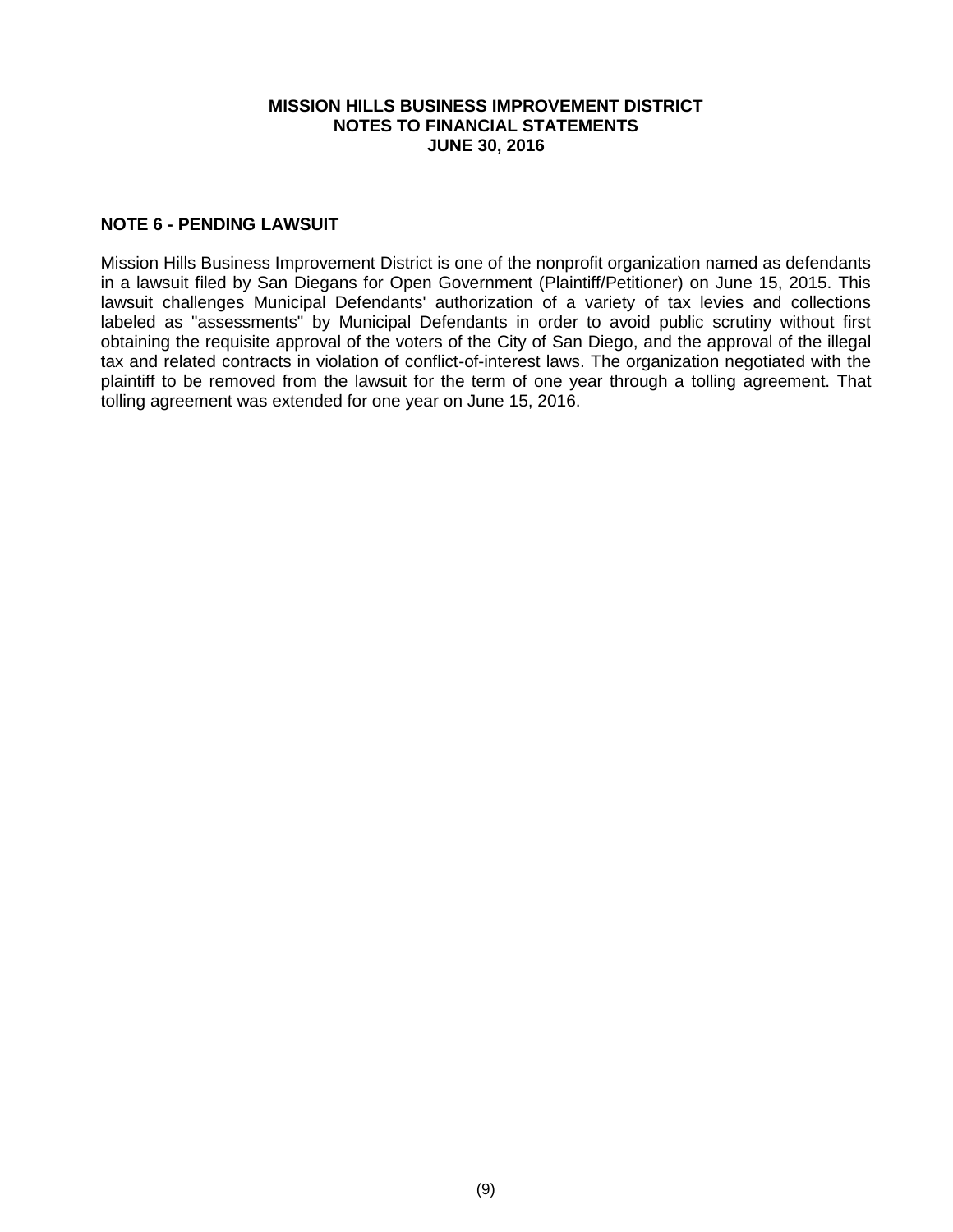**MISSION HILLS BUSINESS IMPROVEMENT DISTRICT**
**NOTES TO FINANCIAL STATEMENTS**
**JUNE 30, 2016**

## NOTE 6 - PENDING LAWSUIT

Mission Hills Business Improvement District is one of the nonprofit organization named as defendants in a lawsuit filed by San Diegans for Open Government (Plaintiff/Petitioner) on June 15, 2015. This lawsuit challenges Municipal Defendants' authorization of a variety of tax levies and collections labeled as "assessments" by Municipal Defendants in order to avoid public scrutiny without first obtaining the requisite approval of the voters of the City of San Diego, and the approval of the illegal tax and related contracts in violation of conflict-of-interest laws. The organization negotiated with the plaintiff to be removed from the lawsuit for the term of one year through a tolling agreement. That tolling agreement was extended for one year on June 15, 2016.